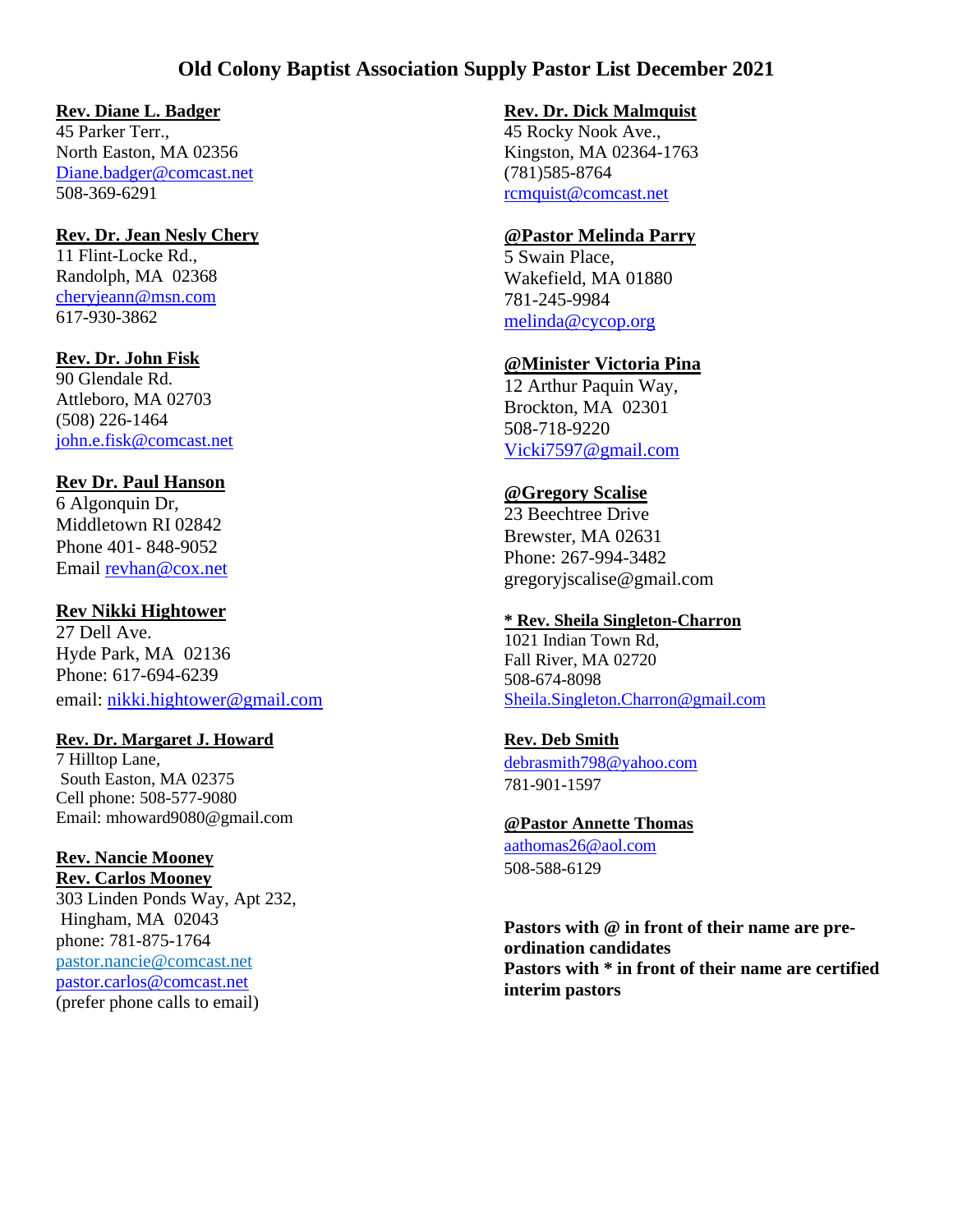# Old Colony Baptist Association Supply Pastor List December 2021

**Rev. Diane L. Badger**
45 Parker Terr.,
North Easton, MA 02356
Diane.badger@comcast.net
508-369-6291

**Rev. Dr. Jean Nesly Chery**
11 Flint-Locke Rd.,
Randolph, MA 02368
cheryjeann@msn.com
617-930-3862

**Rev. Dr. John Fisk**
90 Glendale Rd.
Attleboro, MA 02703
(508) 226-1464
john.e.fisk@comcast.net

**Rev Dr. Paul Hanson**
6 Algonquin Dr,
Middletown RI 02842
Phone 401- 848-9052
Email revhan@cox.net

**Rev Nikki Hightower**
27 Dell Ave.
Hyde Park, MA 02136
Phone: 617-694-6239
email: nikki.hightower@gmail.com

**Rev. Dr. Margaret J. Howard**
7 Hilltop Lane,
South Easton, MA 02375
Cell phone: 508-577-9080
Email: mhoward9080@gmail.com

**Rev. Nancie Mooney**
**Rev. Carlos Mooney**
303 Linden Ponds Way, Apt 232,
Hingham, MA 02043
phone: 781-875-1764
pastor.nancie@comcast.net
pastor.carlos@comcast.net
(prefer phone calls to email)

**Rev. Dr. Dick Malmquist**
45 Rocky Nook Ave.,
Kingston, MA 02364-1763
(781)585-8764
rcmquist@comcast.net

**@Pastor Melinda Parry**
5 Swain Place,
Wakefield, MA 01880
781-245-9984
melinda@cycop.org

**@Minister Victoria Pina**
12 Arthur Paquin Way,
Brockton, MA 02301
508-718-9220
Vicki7597@gmail.com

**@Gregory Scalise**
23 Beechtree Drive
Brewster, MA 02631
Phone: 267-994-3482
gregoryjscalise@gmail.com

**\* Rev. Sheila Singleton-Charron**
1021 Indian Town Rd,
Fall River, MA 02720
508-674-8098
Sheila.Singleton.Charron@gmail.com

**Rev. Deb Smith**
debrasmith798@yahoo.com
781-901-1597

**@Pastor Annette Thomas**
aathomas26@aol.com
508-588-6129

**Pastors with @ in front of their name are pre-ordination candidates**
**Pastors with * in front of their name are certified interim pastors**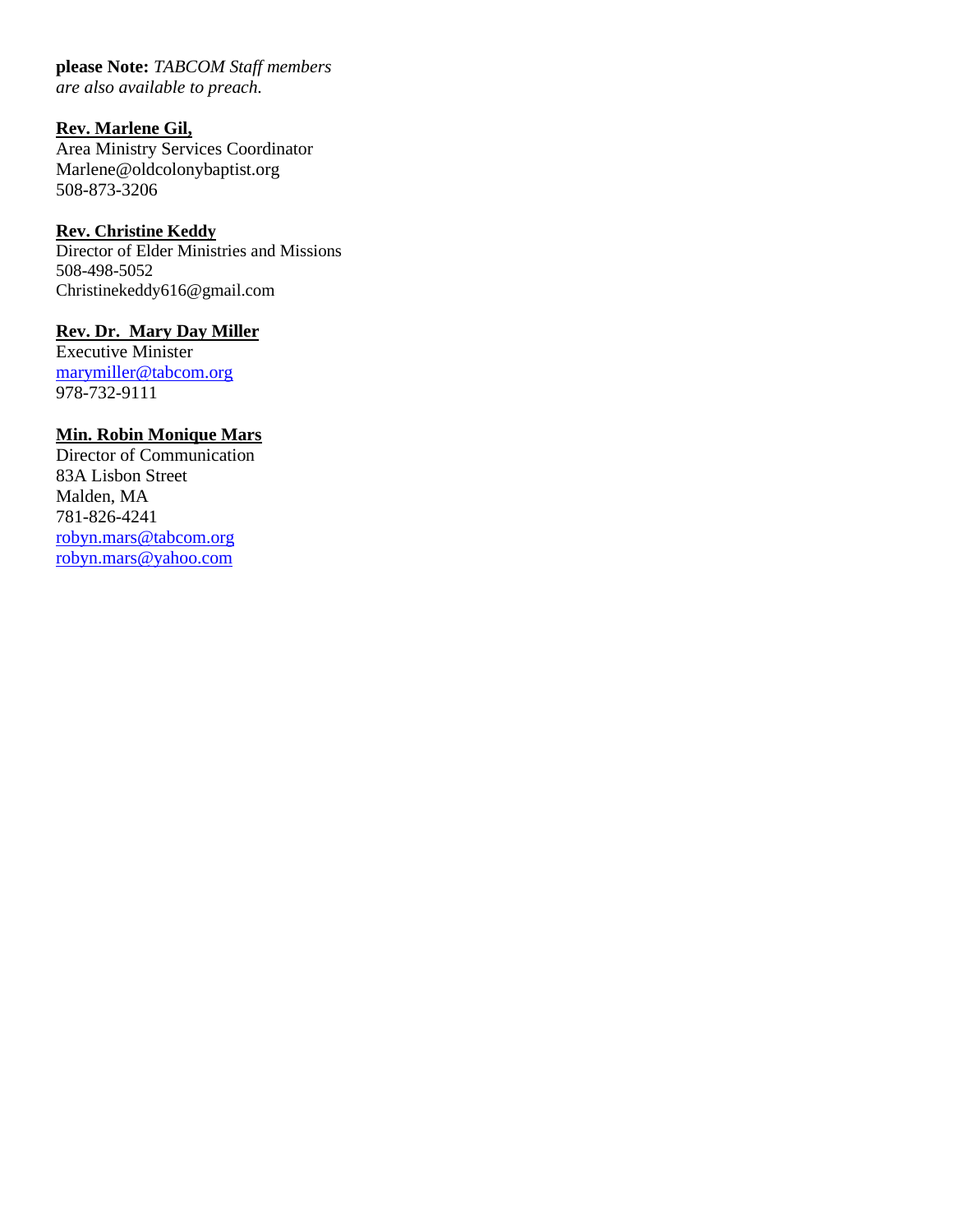**please Note:** *TABCOM Staff members are also available to preach.*

**Rev. Marlene Gil,**
Area Ministry Services Coordinator
Marlene@oldcolonybaptist.org
508-873-3206

**Rev. Christine Keddy**
Director of Elder Ministries and Missions
508-498-5052
Christinekeddy616@gmail.com

**Rev. Dr. Mary Day Miller**
Executive Minister
marymiller@tabcom.org
978-732-9111

**Min. Robin Monique Mars**
Director of Communication
83A Lisbon Street
Malden, MA
781-826-4241
robyn.mars@tabcom.org
robyn.mars@yahoo.com